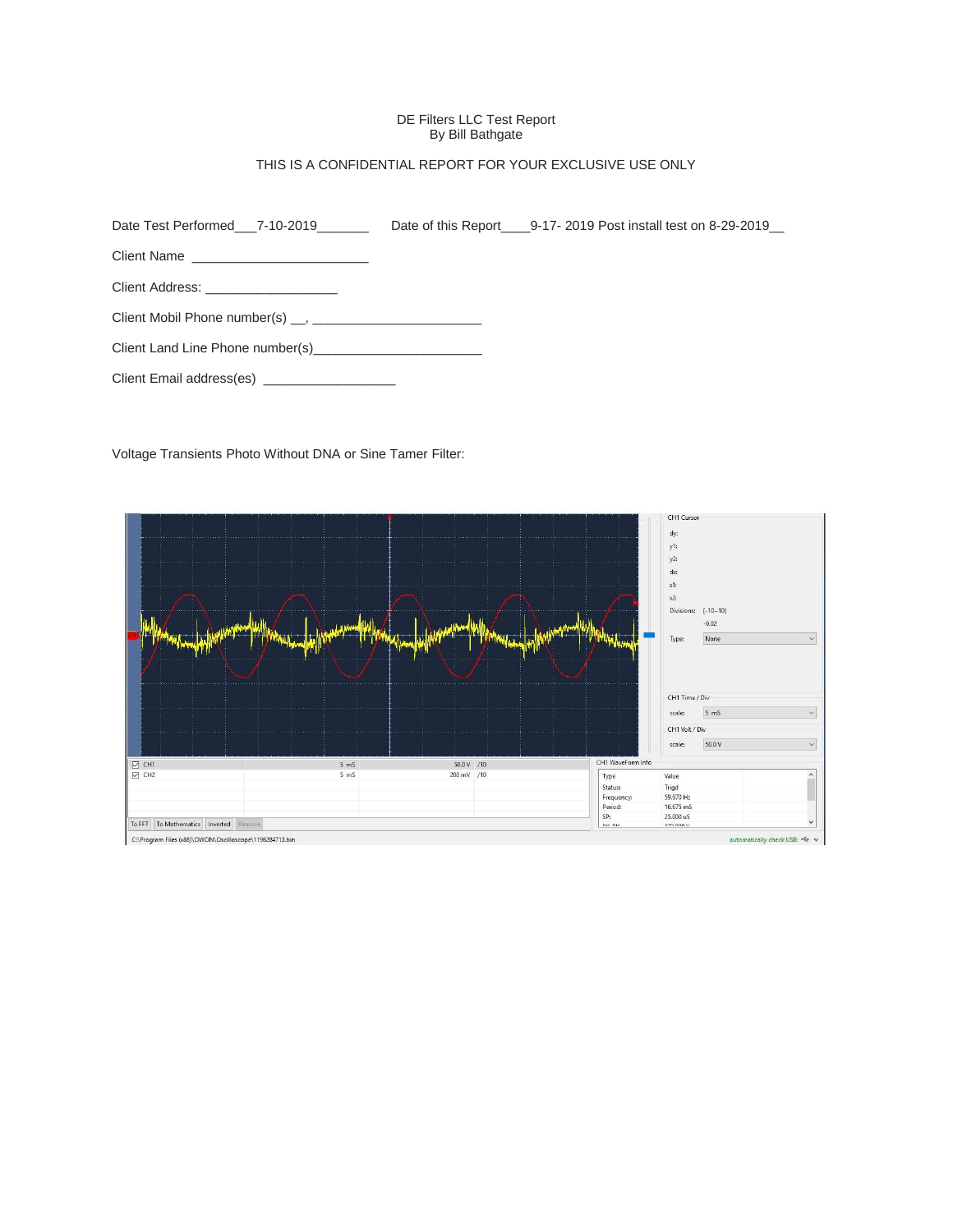DE Filters LLC Test Report
By Bill Bathgate

THIS IS A CONFIDENTIAL REPORT FOR YOUR EXCLUSIVE USE ONLY

Date Test Performed___7-10-2019_______ Date of this Report____9-17- 2019 Post install test on 8-29-2019__

Client Name ________________________

Client Address: __________________

Client Mobil Phone number(s) __, _______________________

Client Land Line Phone number(s)_______________________

Client Email address(es) __________________

Voltage Transients Photo Without DNA or Sine Tamer Filter: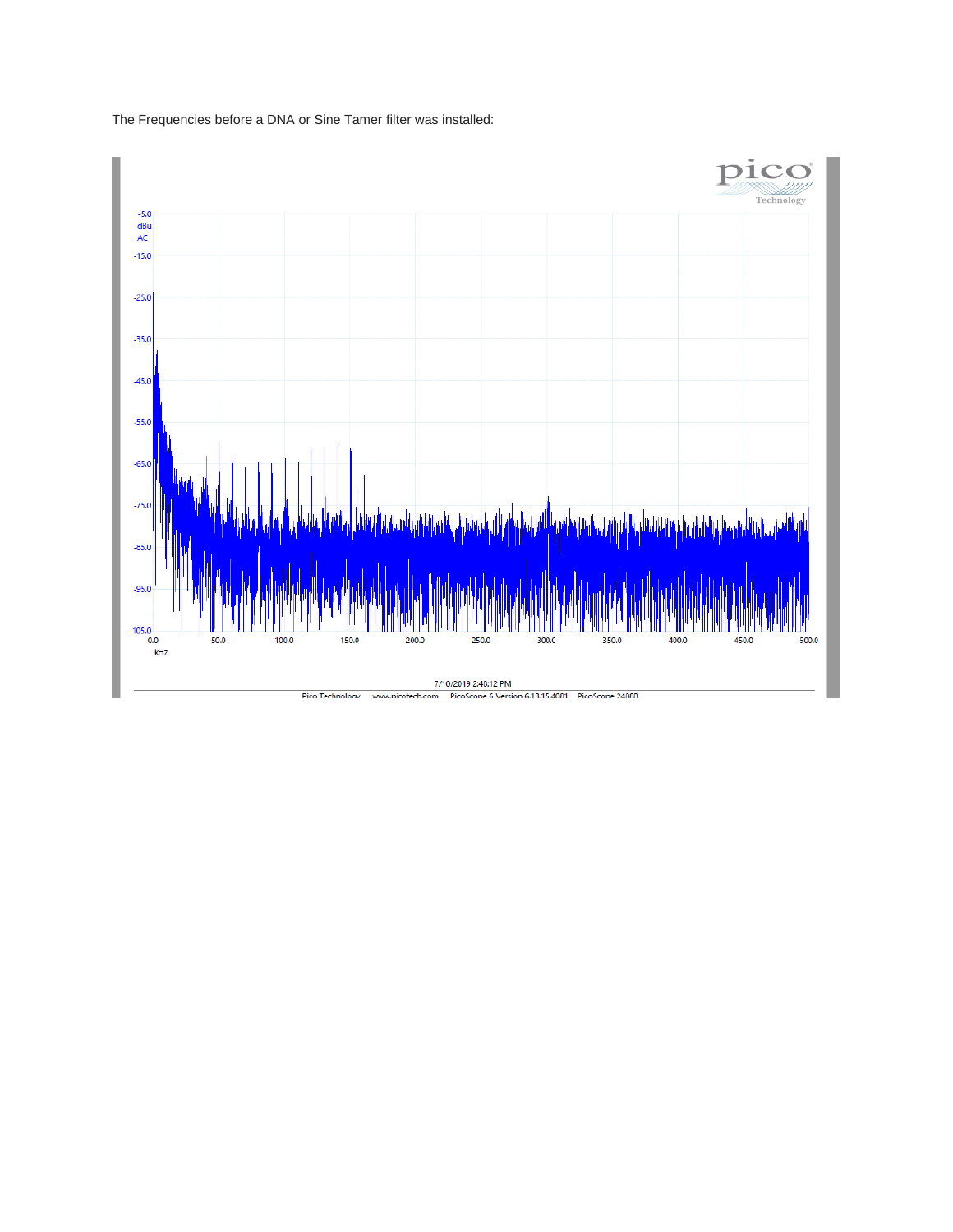The Frequencies before a DNA or Sine Tamer filter was installed: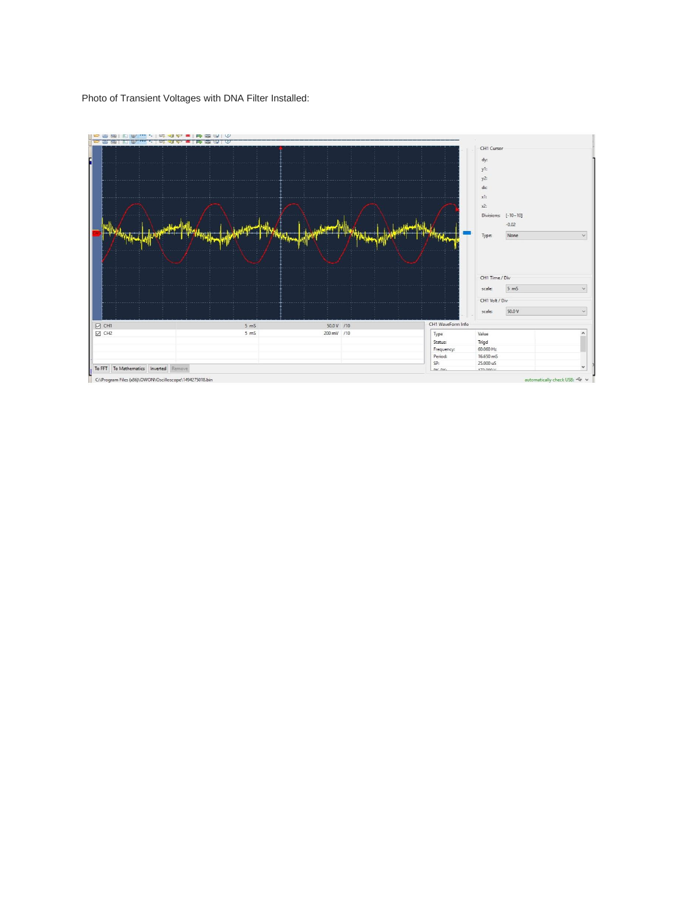Photo of Transient Voltages with DNA Filter Installed: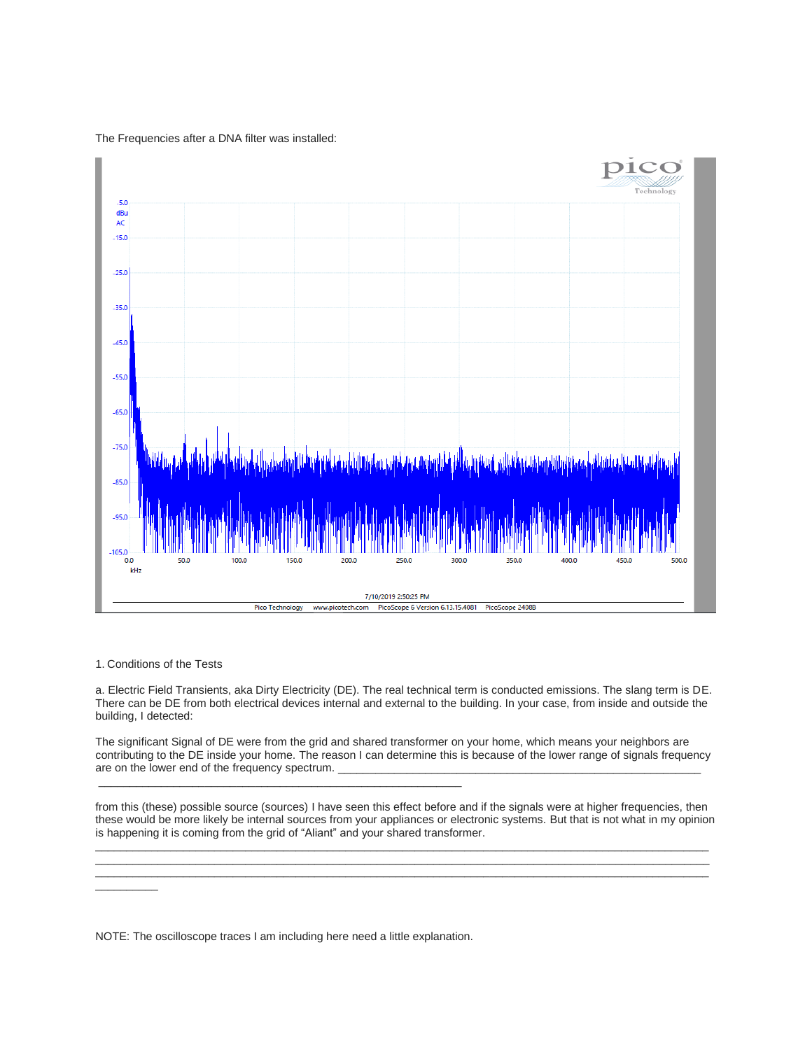The Frequencies after a DNA filter was installed:

1. Conditions of the Tests

a. Electric Field Transients, aka Dirty Electricity (DE). The real technical term is conducted emissions. The slang term is DE. There can be DE from both electrical devices internal and external to the building. In your case, from inside and outside the building, I detected:

The significant Signal of DE were from the grid and shared transformer on your home, which means your neighbors are contributing to the DE inside your home. The reason I can determine this is because of the lower range of signals frequency are on the lower end of the frequency spectrum. ____________________________________________________________

____________________________________________________________

from this (these) possible source (sources) I have seen this effect before and if the signals were at higher frequencies, then these would be more likely be internal sources from your appliances or electronic systems. But that is not what in my opinion is happening it is coming from the grid of "Aliant" and your shared transformer.

____________________________________________________________________________________________________

____________________________________________________________________________________________________

____________________________________________________________________________________________________

__________

NOTE: The oscilloscope traces I am including here need a little explanation.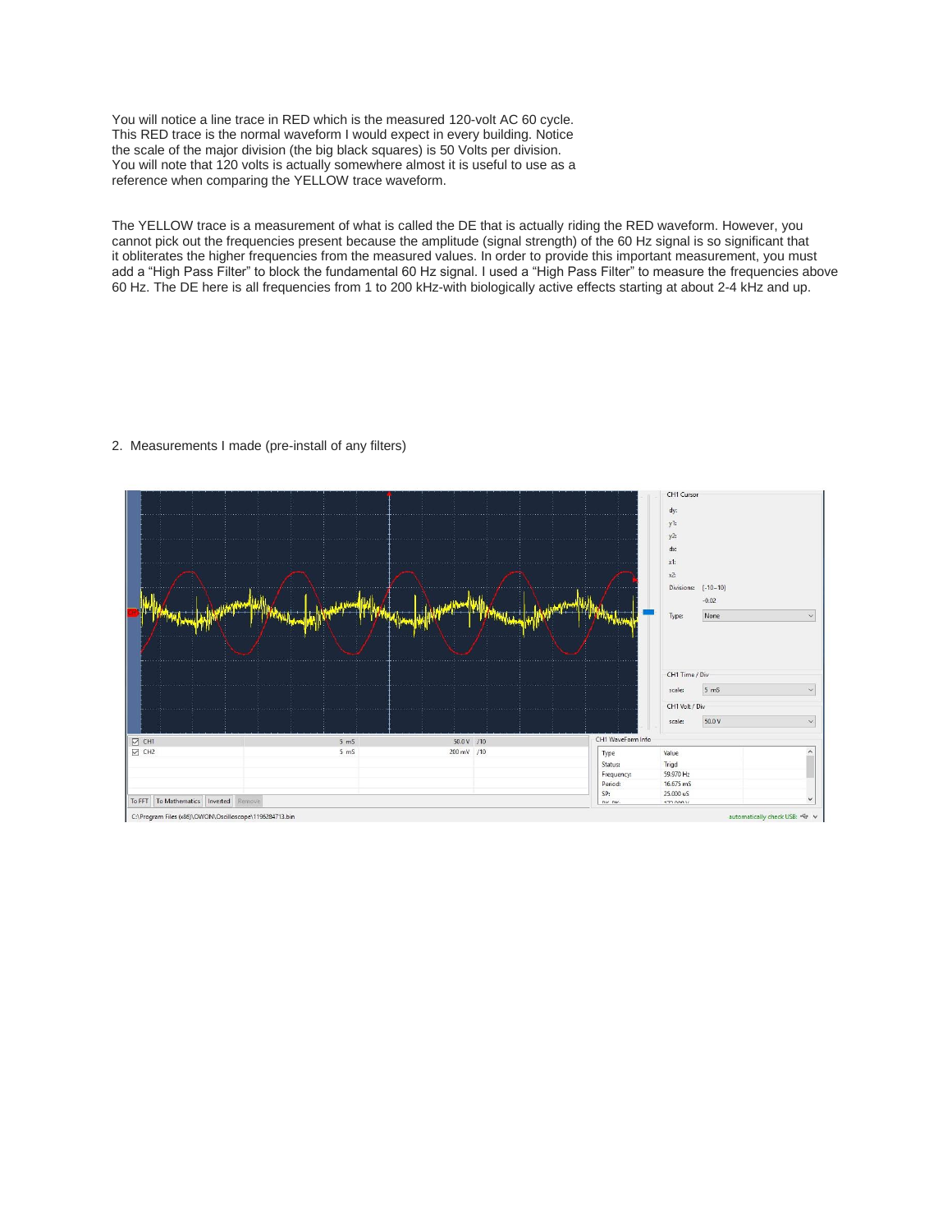You will notice a line trace in RED which is the measured 120-volt AC 60 cycle. This RED trace is the normal waveform I would expect in every building. Notice the scale of the major division (the big black squares) is 50 Volts per division. You will note that 120 volts is actually somewhere almost it is useful to use as a reference when comparing the YELLOW trace waveform.

The YELLOW trace is a measurement of what is called the DE that is actually riding the RED waveform. However, you cannot pick out the frequencies present because the amplitude (signal strength) of the 60 Hz signal is so significant that it obliterates the higher frequencies from the measured values. In order to provide this important measurement, you must add a “High Pass Filter” to block the fundamental 60 Hz signal. I used a “High Pass Filter” to measure the frequencies above 60 Hz. The DE here is all frequencies from 1 to 200 kHz-with biologically active effects starting at about 2-4 kHz and up.

2. Measurements I made (pre-install of any filters)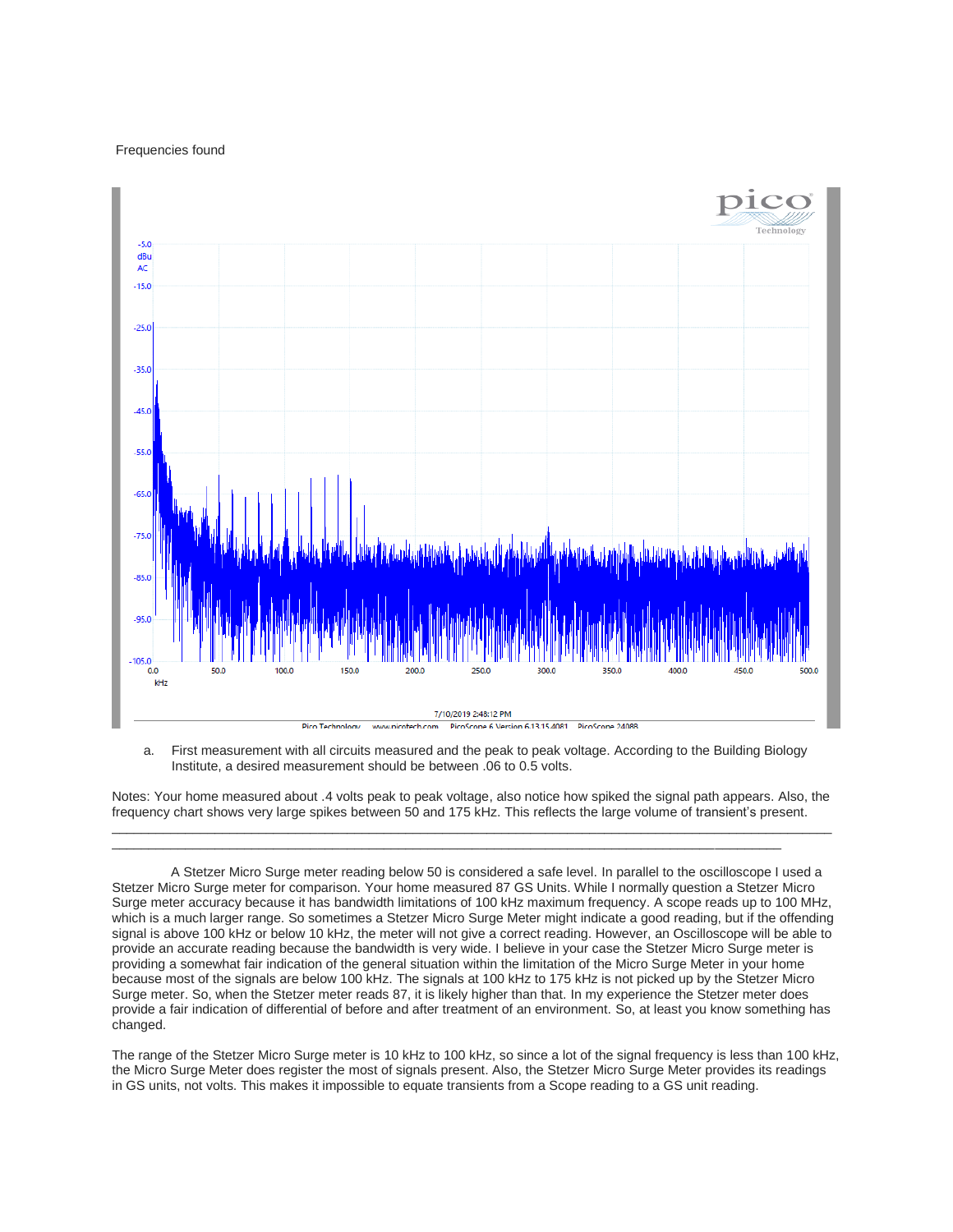Frequencies found

a. First measurement with all circuits measured and the peak to peak voltage. According to the Building Biology Institute, a desired measurement should be between .06 to 0.5 volts.

Notes: Your home measured about .4 volts peak to peak voltage, also notice how spiked the signal path appears. Also, the frequency chart shows very large spikes between 50 and 175 kHz. This reflects the large volume of transient's present.

---

A Stetzer Micro Surge meter reading below 50 is considered a safe level. In parallel to the oscilloscope I used a Stetzer Micro Surge meter for comparison. Your home measured 87 GS Units. While I normally question a Stetzer Micro Surge meter accuracy because it has bandwidth limitations of 100 kHz maximum frequency. A scope reads up to 100 MHz, which is a much larger range. So sometimes a Stetzer Micro Surge Meter might indicate a good reading, but if the offending signal is above 100 kHz or below 10 kHz, the meter will not give a correct reading. However, an Oscilloscope will be able to provide an accurate reading because the bandwidth is very wide. I believe in your case the Stetzer Micro Surge meter is providing a somewhat fair indication of the general situation within the limitation of the Micro Surge Meter in your home because most of the signals are below 100 kHz. The signals at 100 kHz to 175 kHz is not picked up by the Stetzer Micro Surge meter. So, when the Stetzer meter reads 87, it is likely higher than that. In my experience the Stetzer meter does provide a fair indication of differential of before and after treatment of an environment. So, at least you know something has changed.

The range of the Stetzer Micro Surge meter is 10 kHz to 100 kHz, so since a lot of the signal frequency is less than 100 kHz, the Micro Surge Meter does register the most of signals present. Also, the Stetzer Micro Surge Meter provides its readings in GS units, not volts. This makes it impossible to equate transients from a Scope reading to a GS unit reading.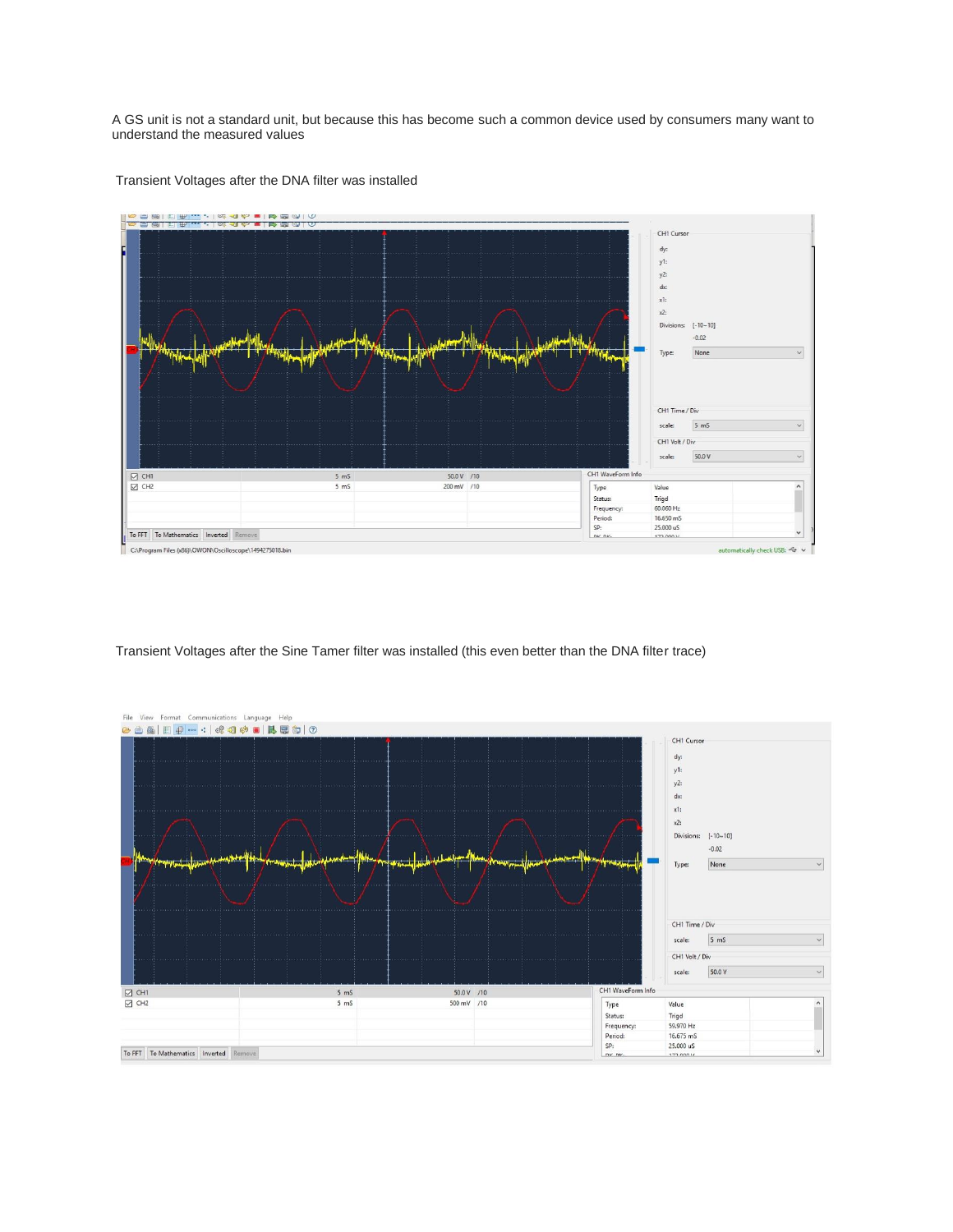A GS unit is not a standard unit, but because this has become such a common device used by consumers many want to understand the measured values

Transient Voltages after the DNA filter was installed

Transient Voltages after the Sine Tamer filter was installed (this even better than the DNA filter trace)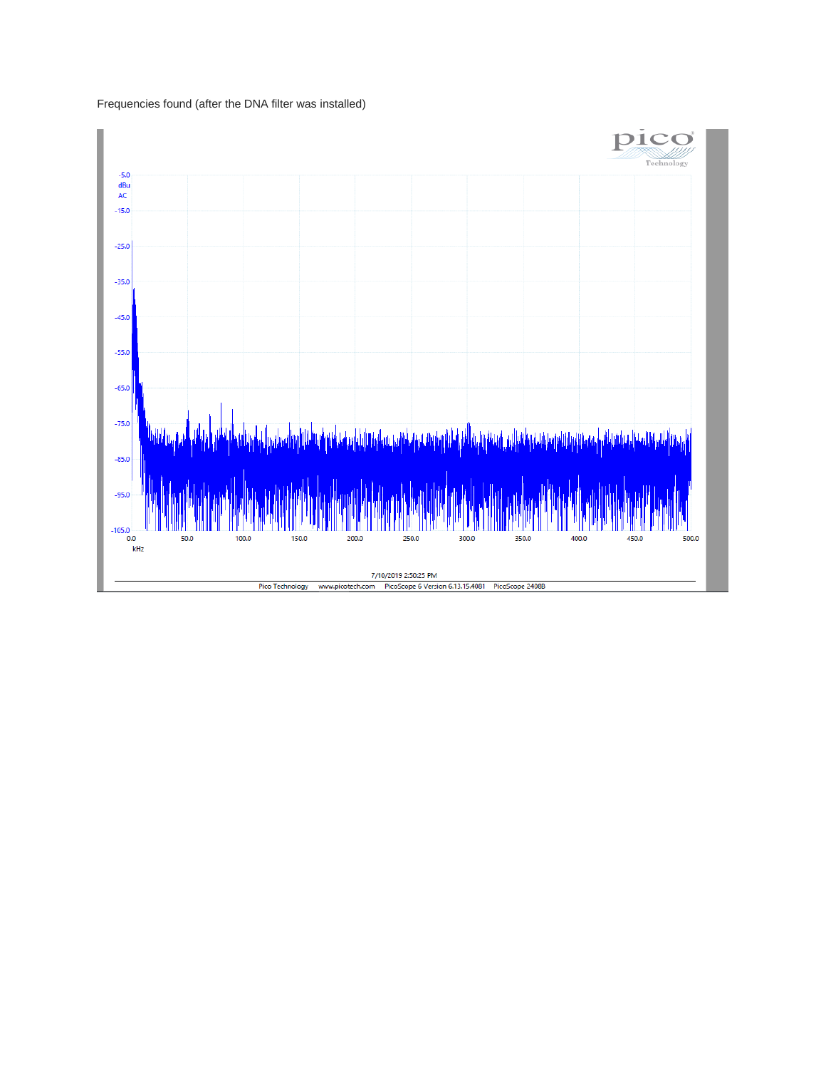Frequencies found (after the DNA filter was installed)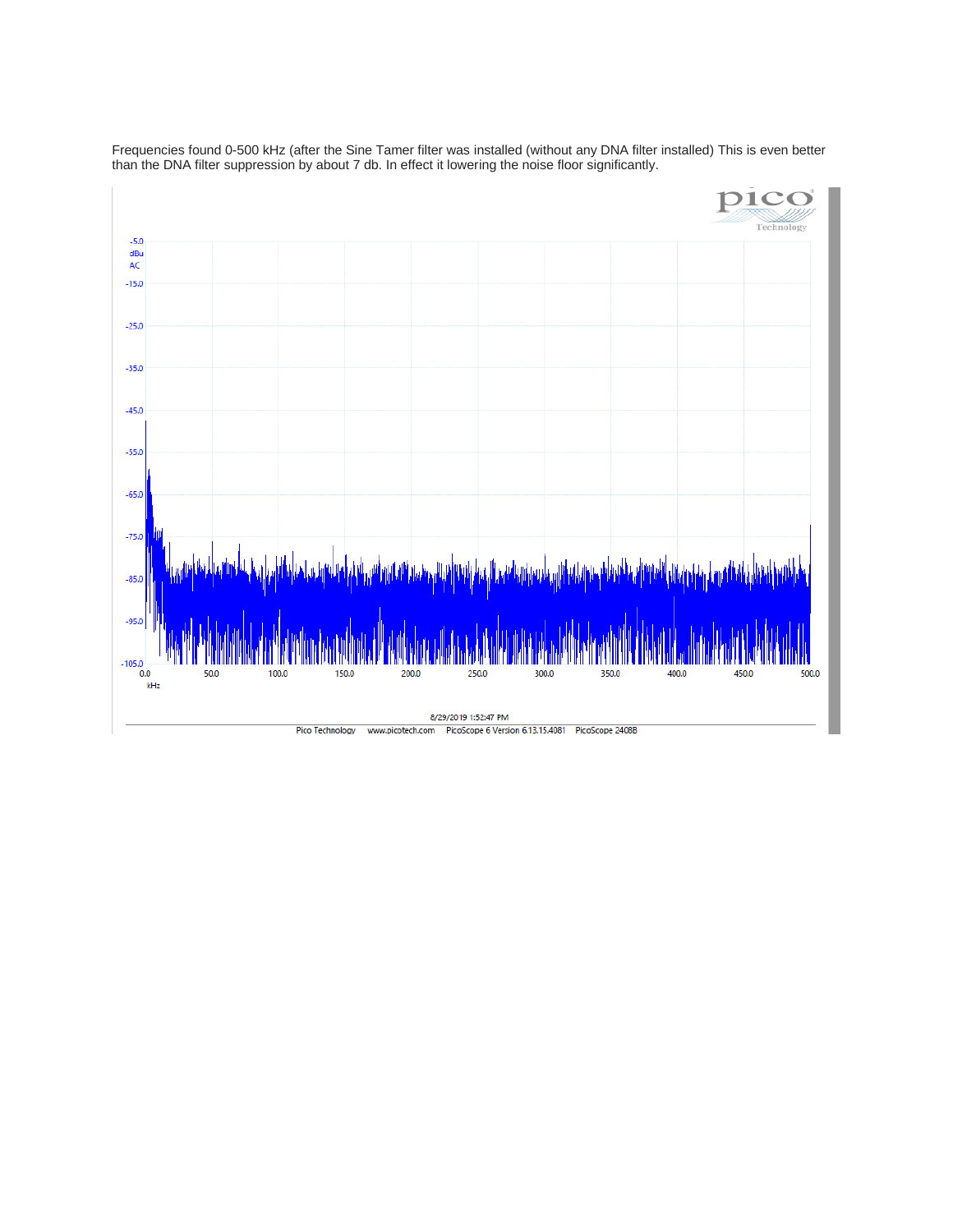Frequencies found 0-500 kHz (after the Sine Tamer filter was installed (without any DNA filter installed) This is even better than the DNA filter suppression by about 7 db. In effect it lowering the noise floor significantly.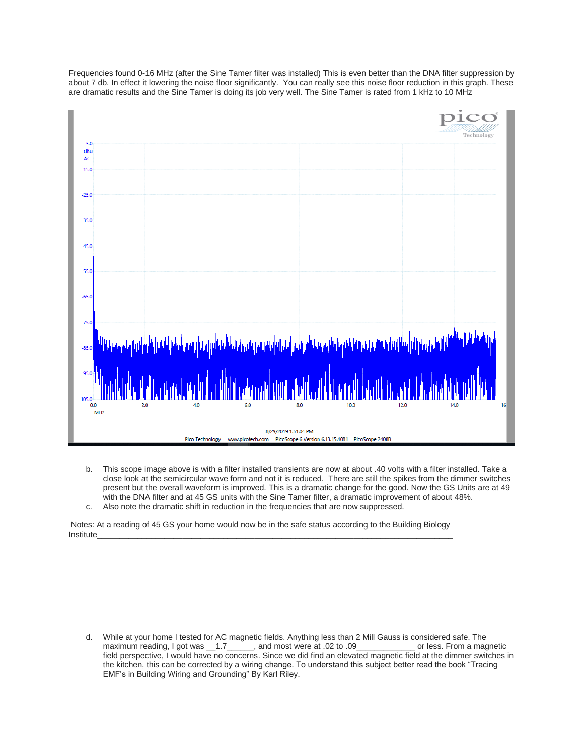Frequencies found 0-16 MHz (after the Sine Tamer filter was installed) This is even better than the DNA filter suppression by about 7 db. In effect it lowering the noise floor significantly. You can really see this noise floor reduction in this graph. These are dramatic results and the Sine Tamer is doing its job very well. The Sine Tamer is rated from 1 kHz to 10 MHz

b. This scope image above is with a filter installed transients are now at about .40 volts with a filter installed. Take a close look at the semicircular wave form and not it is reduced. There are still the spikes from the dimmer switches present but the overall waveform is improved. This is a dramatic change for the good. Now the GS Units are at 49 with the DNA filter and at 45 GS units with the Sine Tamer filter, a dramatic improvement of about 48%.

c. Also note the dramatic shift in reduction in the frequencies that are now suppressed.

Notes: At a reading of 45 GS your home would now be in the safe status according to the Building Biology Institute_______________________________________________________________________________

d. While at your home I tested for AC magnetic fields. Anything less than 2 Mill Gauss is considered safe. The maximum reading, I got was __1.7______, and most were at .02 to .09_____________ or less. From a magnetic field perspective, I would have no concerns. Since we did find an elevated magnetic field at the dimmer switches in the kitchen, this can be corrected by a wiring change. To understand this subject better read the book "Tracing EMF's in Building Wiring and Grounding" By Karl Riley.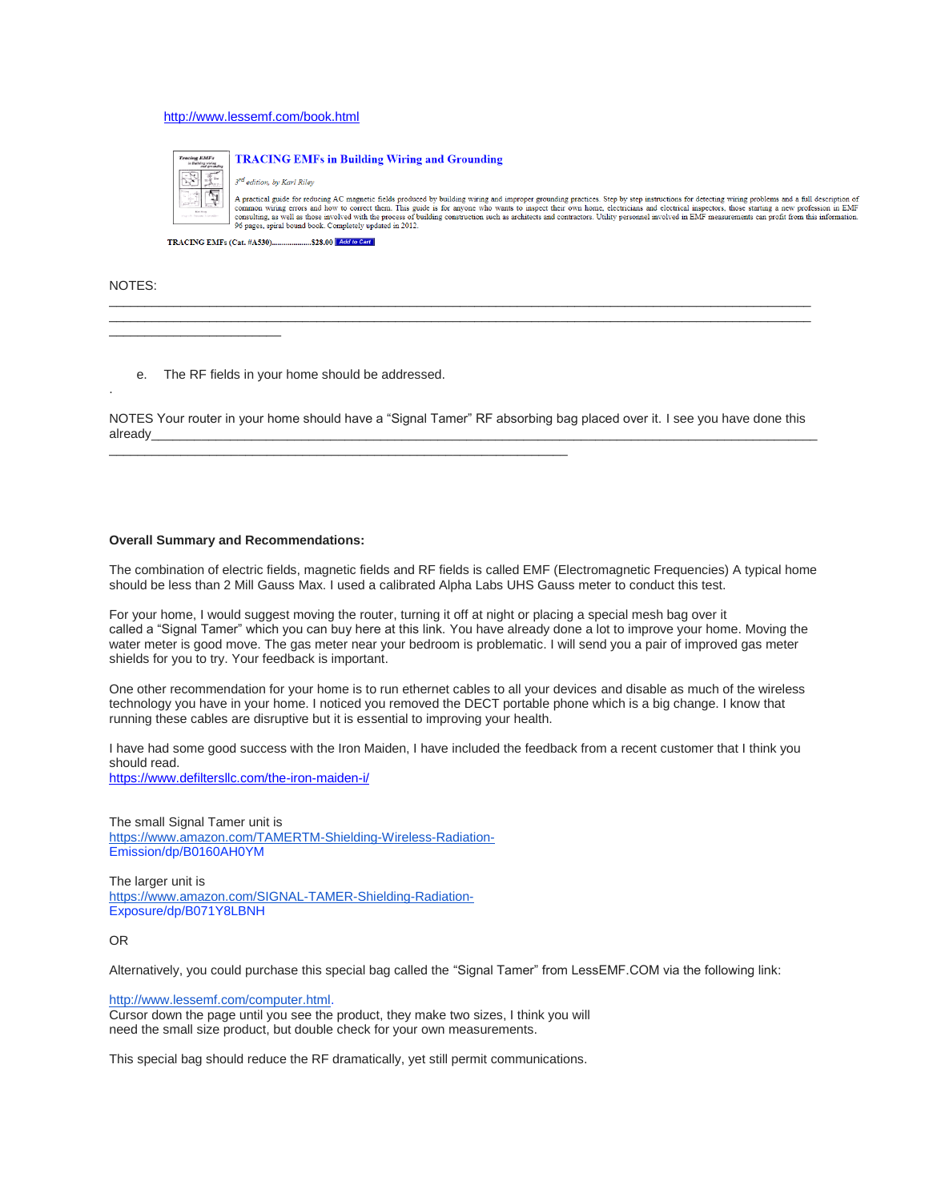http://www.lessemf.com/book.html

**TRACING EMFs in Building Wiring and Grounding**

*3rd edition, by Karl Riley*

A practical guide for reducing AC magnetic fields produced by building wiring and improper grounding practices. Step by step instructions for detecting wiring problems and a full description of common wiring errors and how to correct them. This guide is for anyone who wants to inspect their own home, electricians and electrical inspectors, those starting a new profession in EMF consulting, as well as those involved with the process of building construction such as architects and contractors. Utility personnel involved in EMF measurements can profit from this information. 96 pages, spiral bound book. Completely updated in 2012.

TRACING EMFs (Cat. #A530)..................$28.00 Add to Cart

NOTES: ______________________________________________________________________________________________________________________________________________________________________________________________________________

e. The RF fields in your home should be addressed.

.

NOTES Your router in your home should have a "Signal Tamer" RF absorbing bag placed over it. I see you have done this already_________________________________________________________________________________________________________________________________________________________

**Overall Summary and Recommendations:**

The combination of electric fields, magnetic fields and RF fields is called EMF (Electromagnetic Frequencies) A typical home should be less than 2 Mill Gauss Max. I used a calibrated Alpha Labs UHS Gauss meter to conduct this test.

For your home, I would suggest moving the router, turning it off at night or placing a special mesh bag over it called a "Signal Tamer" which you can buy here at this link. You have already done a lot to improve your home. Moving the water meter is good move. The gas meter near your bedroom is problematic. I will send you a pair of improved gas meter shields for you to try. Your feedback is important.

One other recommendation for your home is to run ethernet cables to all your devices and disable as much of the wireless technology you have in your home. I noticed you removed the DECT portable phone which is a big change. I know that running these cables are disruptive but it is essential to improving your health.

I have had some good success with the Iron Maiden, I have included the feedback from a recent customer that I think you should read.
https://www.defiltersllc.com/the-iron-maiden-i/

The small Signal Tamer unit is
https://www.amazon.com/TAMERTM-Shielding-Wireless-Radiation-Emission/dp/B0160AH0YM

The larger unit is
https://www.amazon.com/SIGNAL-TAMER-Shielding-Radiation-Exposure/dp/B071Y8LBNH

OR

Alternatively, you could purchase this special bag called the "Signal Tamer" from LessEMF.COM via the following link:

http://www.lessemf.com/computer.html.
Cursor down the page until you see the product, they make two sizes, I think you will need the small size product, but double check for your own measurements.

This special bag should reduce the RF dramatically, yet still permit communications.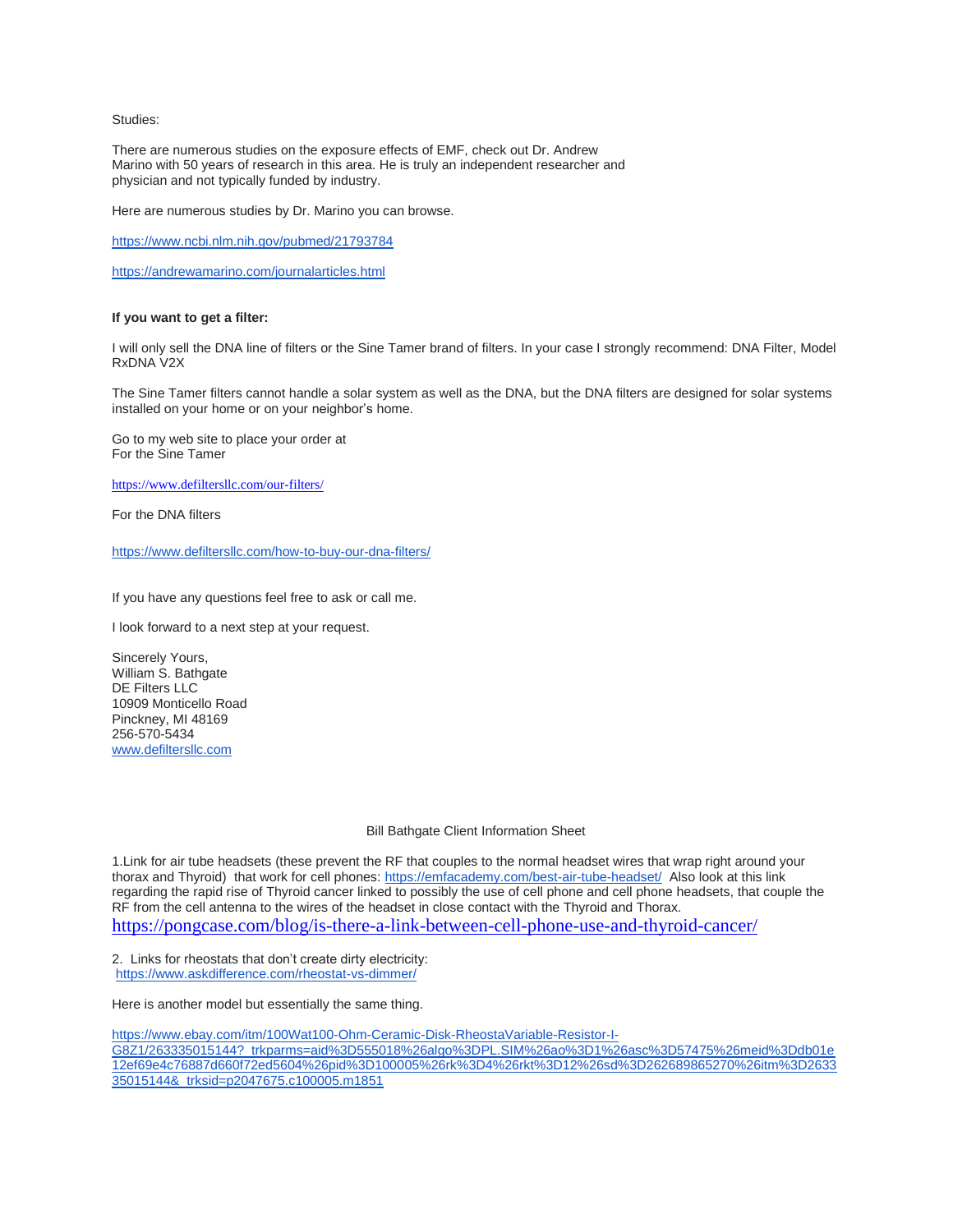Studies:

There are numerous studies on the exposure effects of EMF, check out Dr. Andrew Marino with 50 years of research in this area. He is truly an independent researcher and physician and not typically funded by industry.

Here are numerous studies by Dr. Marino you can browse.

https://www.ncbi.nlm.nih.gov/pubmed/21793784

https://andrewamarino.com/journalarticles.html

**If you want to get a filter:**

I will only sell the DNA line of filters or the Sine Tamer brand of filters. In your case I strongly recommend: DNA Filter, Model RxDNA V2X

The Sine Tamer filters cannot handle a solar system as well as the DNA, but the DNA filters are designed for solar systems installed on your home or on your neighbor's home.

Go to my web site to place your order at
For the Sine Tamer

https://www.defiltersllc.com/our-filters/

For the DNA filters

https://www.defiltersllc.com/how-to-buy-our-dna-filters/

If you have any questions feel free to ask or call me.

I look forward to a next step at your request.

Sincerely Yours,
William S. Bathgate
DE Filters LLC
10909 Monticello Road
Pinckney, MI 48169
256-570-5434
www.defiltersllc.com

Bill Bathgate Client Information Sheet

1.Link for air tube headsets (these prevent the RF that couples to the normal headset wires that wrap right around your thorax and Thyroid) that work for cell phones: https://emfacademy.com/best-air-tube-headset/ Also look at this link regarding the rapid rise of Thyroid cancer linked to possibly the use of cell phone and cell phone headsets, that couple the RF from the cell antenna to the wires of the headset in close contact with the Thyroid and Thorax.
https://pongcase.com/blog/is-there-a-link-between-cell-phone-use-and-thyroid-cancer/

2. Links for rheostats that don't create dirty electricity:
https://www.askdifference.com/rheostat-vs-dimmer/

Here is another model but essentially the same thing.

https://www.ebay.com/itm/100Wat100-Ohm-Ceramic-Disk-RheostaVariable-Resistor-I-G8Z1/263335015144?_trkparms=aid%3D555018%26algo%3DPL.SIM%26ao%3D1%26asc%3D57475%26meid%3Ddb01e12ef69e4c76887d660f72ed5604%26pid%3D100005%26rk%3D4%26rkt%3D12%26sd%3D262689865270%26itm%3D263335015144&_trksid=p2047675.c100005.m1851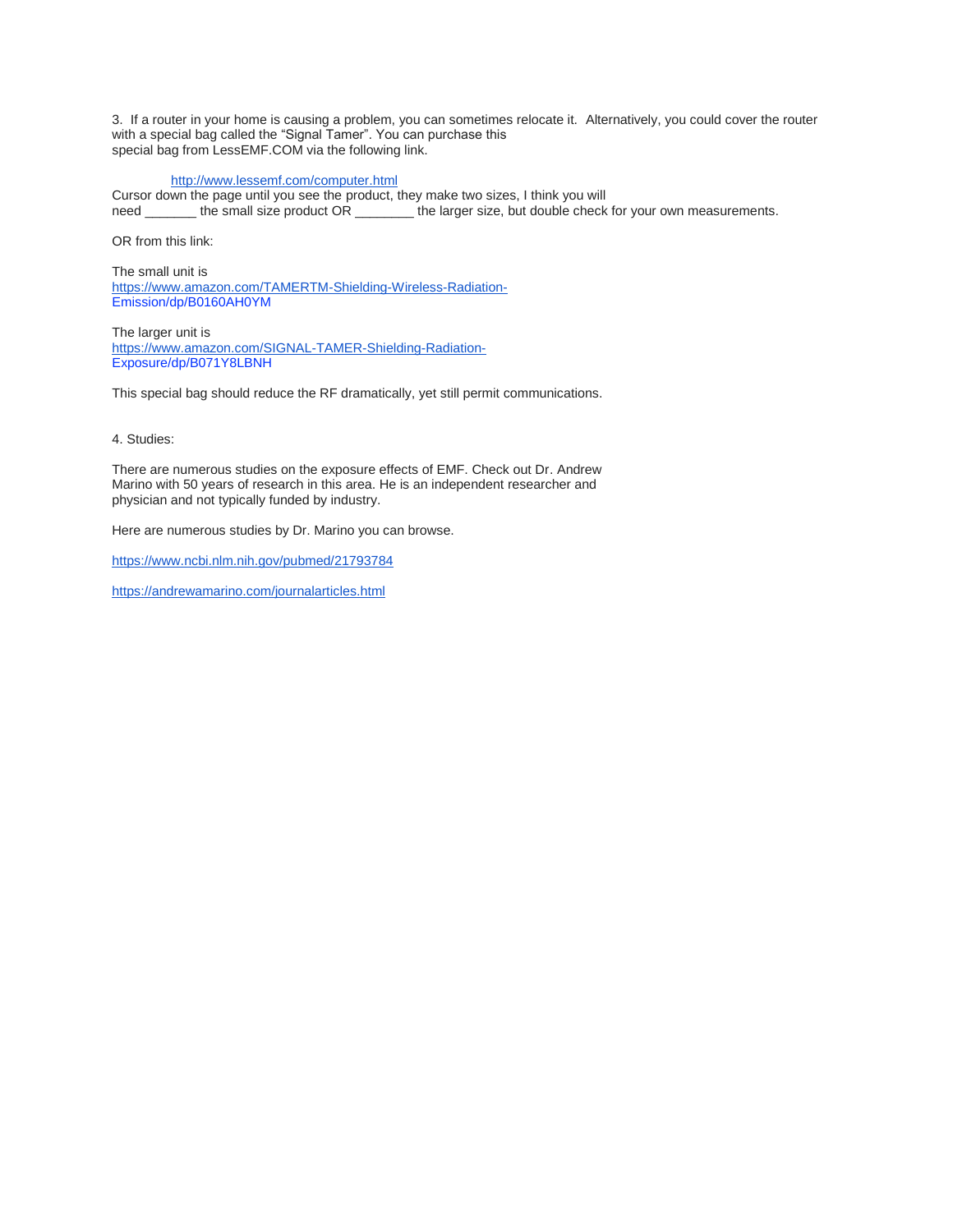3. If a router in your home is causing a problem, you can sometimes relocate it. Alternatively, you could cover the router with a special bag called the "Signal Tamer". You can purchase this special bag from LessEMF.COM via the following link.

http://www.lessemf.com/computer.html

Cursor down the page until you see the product, they make two sizes, I think you will need _______ the small size product OR ________ the larger size, but double check for your own measurements.

OR from this link:

The small unit is
https://www.amazon.com/TAMERTM-Shielding-Wireless-Radiation-Emission/dp/B0160AH0YM

The larger unit is
https://www.amazon.com/SIGNAL-TAMER-Shielding-Radiation-Exposure/dp/B071Y8LBNH

This special bag should reduce the RF dramatically, yet still permit communications.

4. Studies:

There are numerous studies on the exposure effects of EMF. Check out Dr. Andrew Marino with 50 years of research in this area. He is an independent researcher and physician and not typically funded by industry.

Here are numerous studies by Dr. Marino you can browse.

https://www.ncbi.nlm.nih.gov/pubmed/21793784

https://andrewamarino.com/journalarticles.html